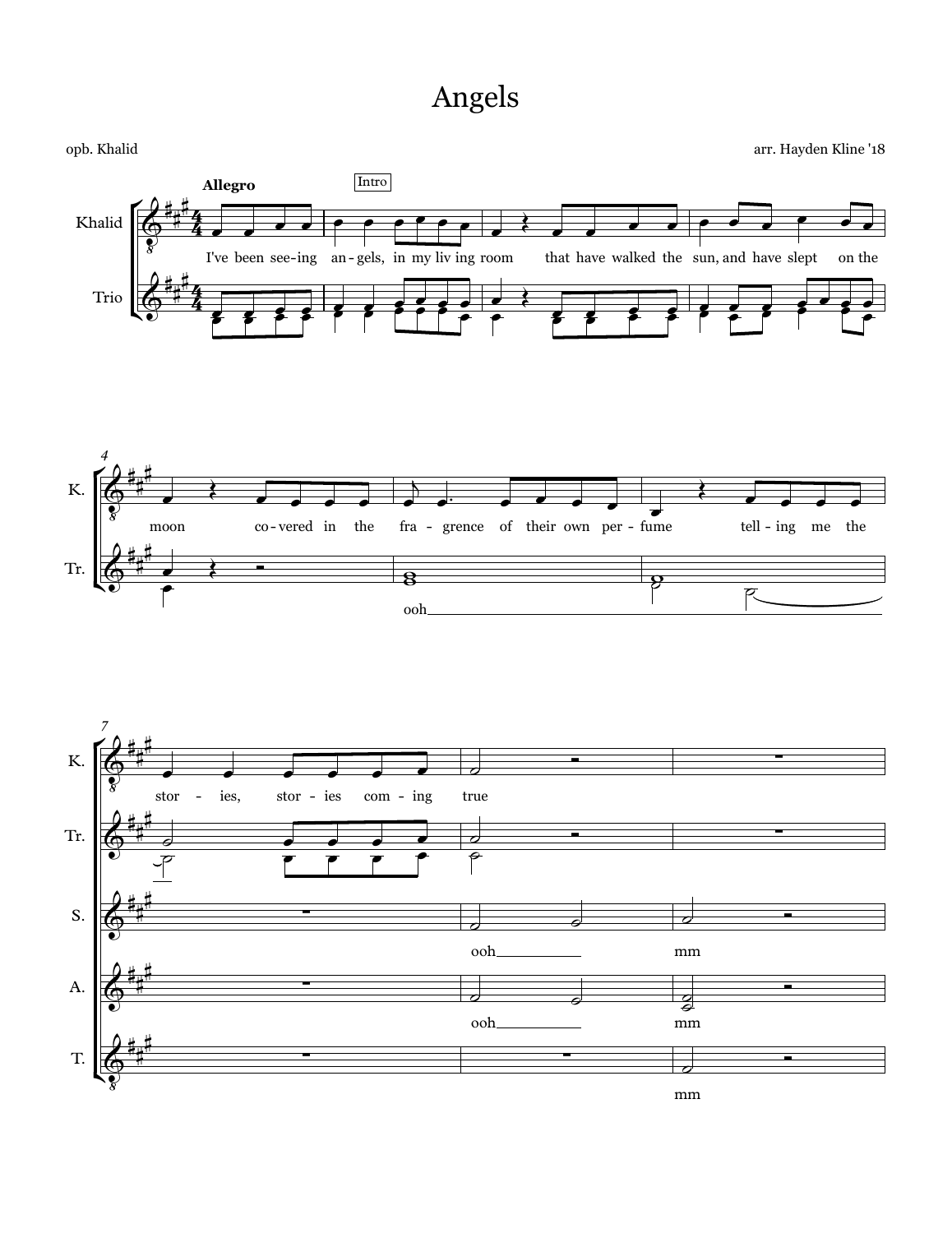# Angels

opb. Khalid

arr. Hayden Kline '18

**Allegro**

Intro

Khalid: I've been see-ing an-gels, in my liv ing room that have walked the sun, and have slept on the moon co-vered in the fra-gence of their own per-fume tell-ing me the stor-ies, stor-ies com-ing true

Trio: ooh

S.: ooh mm

A.: ooh mm

T.: mm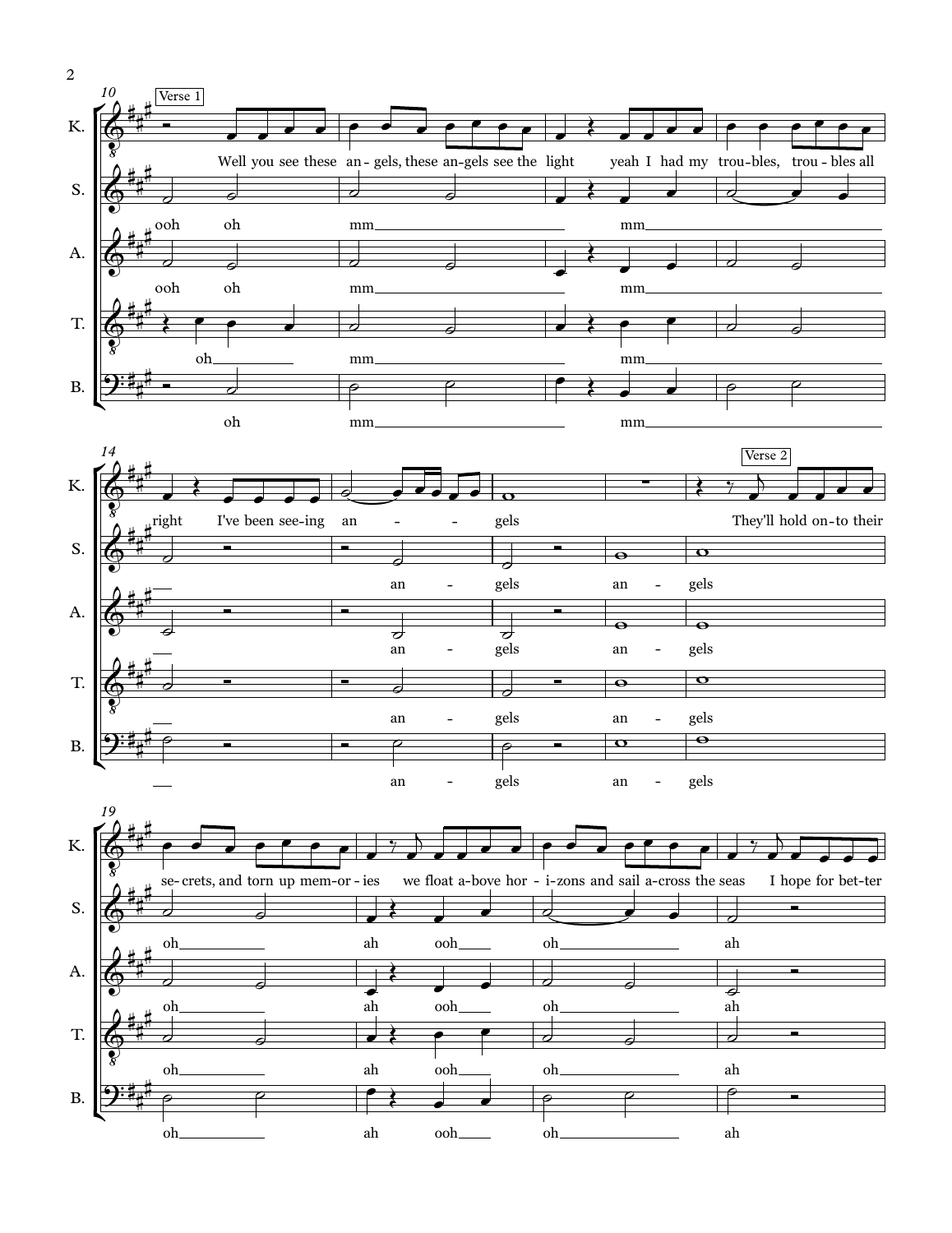**Verse 1**

K.: Well you see these an - gels, these an-gels see the light yeah I had my trou - bles, trou - bles all right I've been see-ing an - - - gels

S.: ooh oh mm mm an - gels an - gels

A.: ooh oh mm mm an - gels an - gels

T.: oh mm mm an - gels an - gels

B.: oh mm mm an - gels an - gels

**Verse 2**

K.: They'll hold on-to their se-crets, and torn up mem-or-ies we float a-bove hor - i-zons and sail a-cross the seas I hope for bet-ter

S.: oh ah ooh oh ah

A.: oh ah ooh oh ah

T.: oh ah ooh oh ah

B.: oh ah ooh oh ah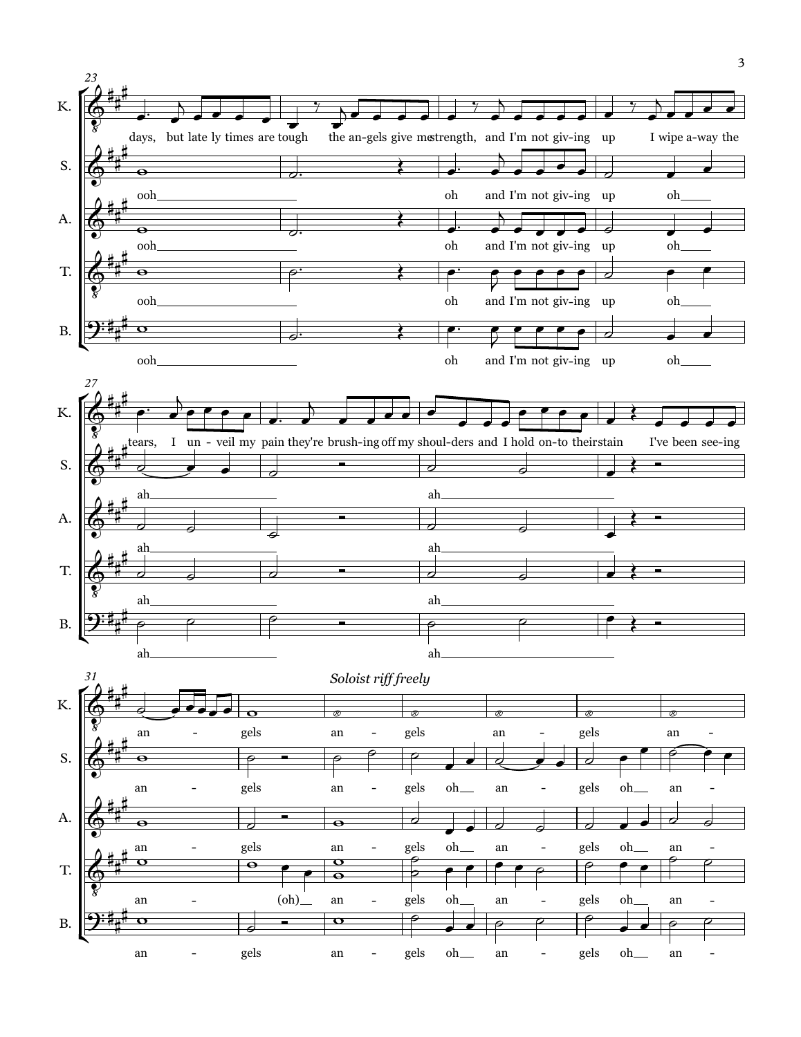**23**

K.: days, but late ly times are tough the an-gels give me strength, and I'm not giv-ing up I wipe a-way the

S.: ooh oh and I'm not giv-ing up oh

A.: ooh oh and I'm not giv-ing up oh

T.: ooh oh and I'm not giv-ing up oh

B.: ooh oh and I'm not giv-ing up oh

**27**

K.: tears, I un - veil my pain they're brush-ing off my shoul-ders and I hold on-to their stain I've been see-ing

S.: ah ah

A.: ah ah

T.: ah ah

B.: ah ah

**31**

*Soloist riff freely*

K.: an - gels an - gels an - gels an -

S.: an - gels an - gels oh an - gels oh an -

A.: an - gels an - gels oh an - gels oh an -

T.: an - (oh) an - gels oh an - gels oh an -

B.: an - gels an - gels oh an - gels oh an -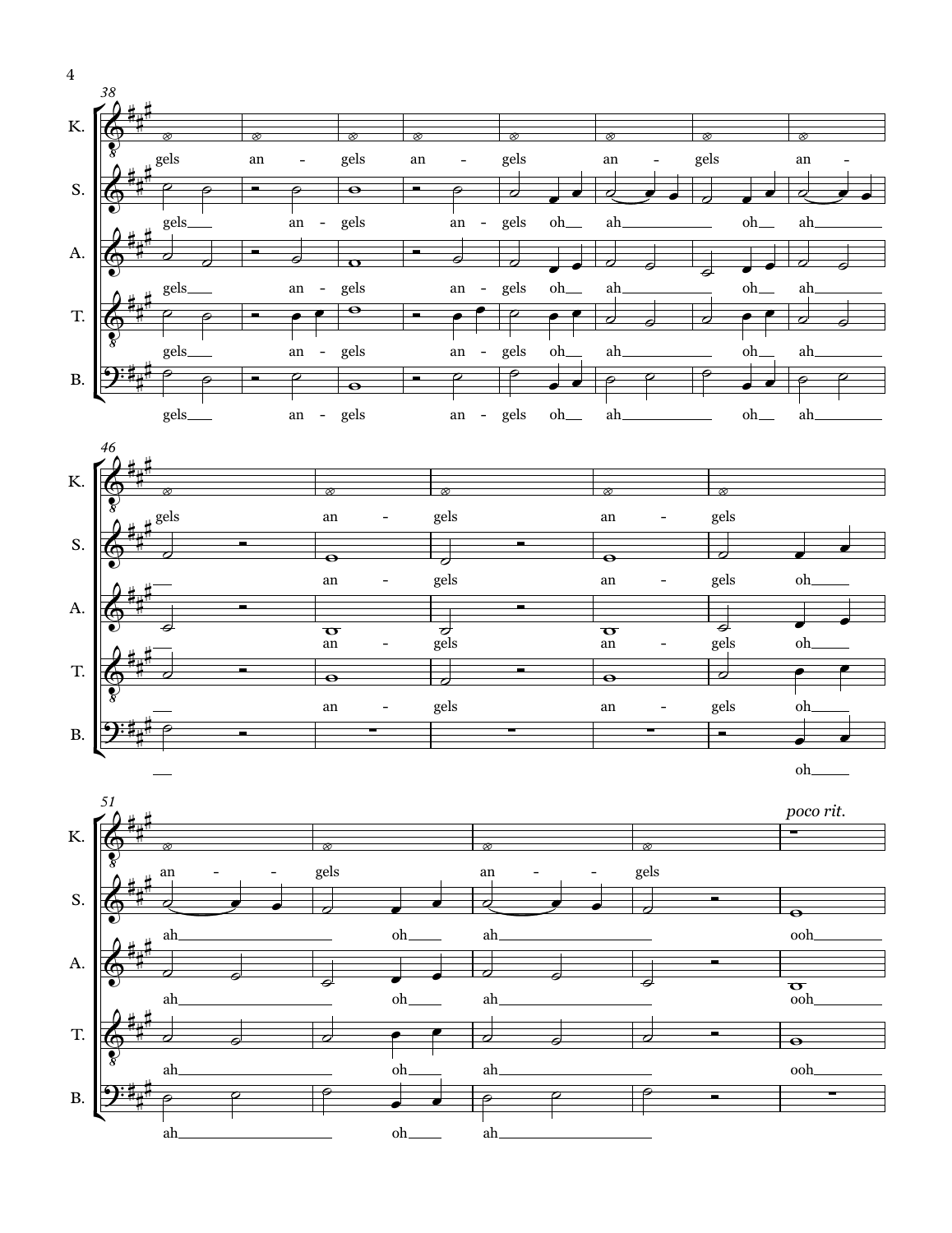38

K. gels an - gels an - gels an - gels an -

S. gels an - gels an - gels oh ah oh ah

A. gels an - gels an - gels oh ah oh ah

T. gels an - gels an - gels oh ah oh ah

B. gels an - gels an - gels oh ah oh ah

46

K. gels an - gels an - gels

S. an - gels an - gels oh

A. an - gels an - gels oh

T. an - gels an - gels oh

B. oh

51

*poco rit.*

K. an - - gels an - - gels

S. ah oh ah ooh

A. ah oh ah ooh

T. ah oh ah ooh

B. ah oh ah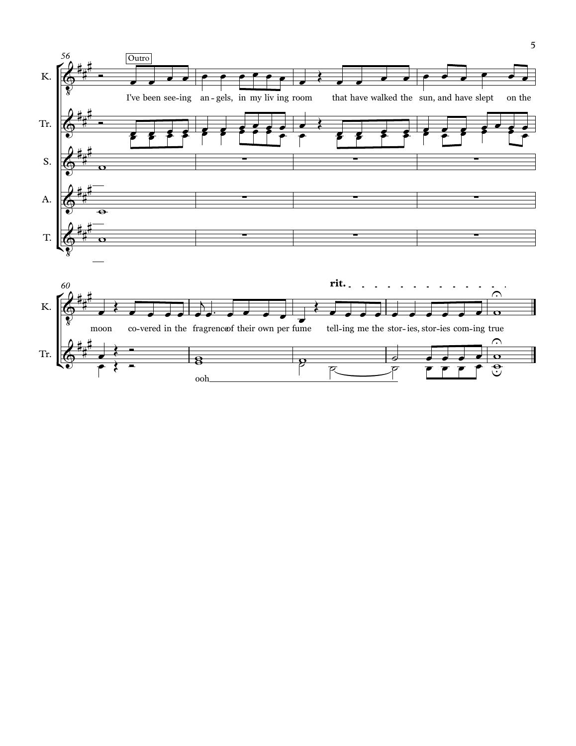Outro

I've been see-ing an - gels, in my liv ing room that have walked the sun, and have slept on the

moon co-vered in the fragrence of their own per fume tell-ing me the stor- ies, stor-ies com-ing true

rit.

ooh